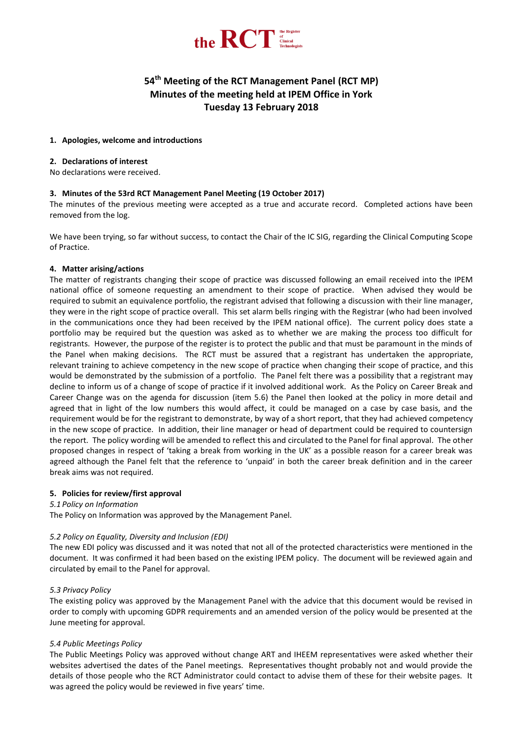# 54th Meeting of the RCT Management Panel (RCT MP)
## Minutes of the meeting held at IPEM Office in York
## Tuesday 13 February 2018

**1. Apologies, welcome and introductions**

**2. Declarations of interest**

No declarations were received.

**3. Minutes of the 53rd RCT Management Panel Meeting (19 October 2017)**

The minutes of the previous meeting were accepted as a true and accurate record. Completed actions have been removed from the log.

We have been trying, so far without success, to contact the Chair of the IC SIG, regarding the Clinical Computing Scope of Practice.

**4. Matter arising/actions**

The matter of registrants changing their scope of practice was discussed following an email received into the IPEM national office of someone requesting an amendment to their scope of practice. When advised they would be required to submit an equivalence portfolio, the registrant advised that following a discussion with their line manager, they were in the right scope of practice overall. This set alarm bells ringing with the Registrar (who had been involved in the communications once they had been received by the IPEM national office). The current policy does state a portfolio may be required but the question was asked as to whether we are making the process too difficult for registrants. However, the purpose of the register is to protect the public and that must be paramount in the minds of the Panel when making decisions. The RCT must be assured that a registrant has undertaken the appropriate, relevant training to achieve competency in the new scope of practice when changing their scope of practice, and this would be demonstrated by the submission of a portfolio. The Panel felt there was a possibility that a registrant may decline to inform us of a change of scope of practice if it involved additional work. As the Policy on Career Break and Career Change was on the agenda for discussion (item 5.6) the Panel then looked at the policy in more detail and agreed that in light of the low numbers this would affect, it could be managed on a case by case basis, and the requirement would be for the registrant to demonstrate, by way of a short report, that they had achieved competency in the new scope of practice. In addition, their line manager or head of department could be required to countersign the report. The policy wording will be amended to reflect this and circulated to the Panel for final approval. The other proposed changes in respect of 'taking a break from working in the UK' as a possible reason for a career break was agreed although the Panel felt that the reference to 'unpaid' in both the career break definition and in the career break aims was not required.

**5. Policies for review/first approval**

*5.1 Policy on Information*

The Policy on Information was approved by the Management Panel.

*5.2 Policy on Equality, Diversity and Inclusion (EDI)*

The new EDI policy was discussed and it was noted that not all of the protected characteristics were mentioned in the document. It was confirmed it had been based on the existing IPEM policy. The document will be reviewed again and circulated by email to the Panel for approval.

*5.3 Privacy Policy*

The existing policy was approved by the Management Panel with the advice that this document would be revised in order to comply with upcoming GDPR requirements and an amended version of the policy would be presented at the June meeting for approval.

*5.4 Public Meetings Policy*

The Public Meetings Policy was approved without change ART and IHEEM representatives were asked whether their websites advertised the dates of the Panel meetings. Representatives thought probably not and would provide the details of those people who the RCT Administrator could contact to advise them of these for their website pages. It was agreed the policy would be reviewed in five years' time.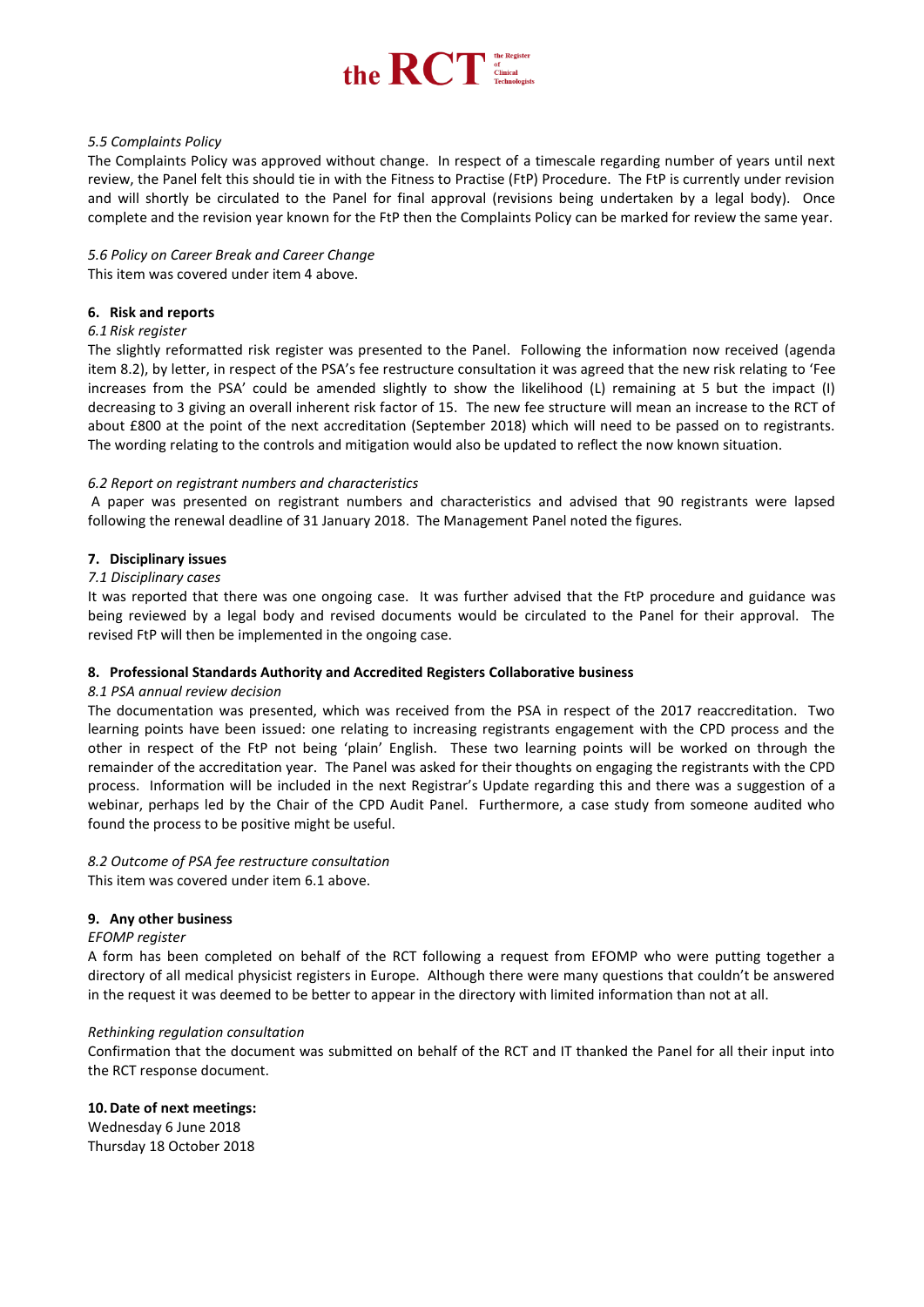*5.5 Complaints Policy*

The Complaints Policy was approved without change. In respect of a timescale regarding number of years until next review, the Panel felt this should tie in with the Fitness to Practise (FtP) Procedure. The FtP is currently under revision and will shortly be circulated to the Panel for final approval (revisions being undertaken by a legal body). Once complete and the revision year known for the FtP then the Complaints Policy can be marked for review the same year.

*5.6 Policy on Career Break and Career Change*

This item was covered under item 4 above.

## 6. Risk and reports

*6.1 Risk register*

The slightly reformatted risk register was presented to the Panel. Following the information now received (agenda item 8.2), by letter, in respect of the PSA's fee restructure consultation it was agreed that the new risk relating to 'Fee increases from the PSA' could be amended slightly to show the likelihood (L) remaining at 5 but the impact (I) decreasing to 3 giving an overall inherent risk factor of 15. The new fee structure will mean an increase to the RCT of about £800 at the point of the next accreditation (September 2018) which will need to be passed on to registrants. The wording relating to the controls and mitigation would also be updated to reflect the now known situation.

*6.2 Report on registrant numbers and characteristics*

A paper was presented on registrant numbers and characteristics and advised that 90 registrants were lapsed following the renewal deadline of 31 January 2018. The Management Panel noted the figures.

## 7. Disciplinary issues

*7.1 Disciplinary cases*

It was reported that there was one ongoing case. It was further advised that the FtP procedure and guidance was being reviewed by a legal body and revised documents would be circulated to the Panel for their approval. The revised FtP will then be implemented in the ongoing case.

## 8. Professional Standards Authority and Accredited Registers Collaborative business

*8.1 PSA annual review decision*

The documentation was presented, which was received from the PSA in respect of the 2017 reaccreditation. Two learning points have been issued: one relating to increasing registrants engagement with the CPD process and the other in respect of the FtP not being 'plain' English. These two learning points will be worked on through the remainder of the accreditation year. The Panel was asked for their thoughts on engaging the registrants with the CPD process. Information will be included in the next Registrar's Update regarding this and there was a suggestion of a webinar, perhaps led by the Chair of the CPD Audit Panel. Furthermore, a case study from someone audited who found the process to be positive might be useful.

*8.2 Outcome of PSA fee restructure consultation*

This item was covered under item 6.1 above.

## 9. Any other business

*EFOMP register*

A form has been completed on behalf of the RCT following a request from EFOMP who were putting together a directory of all medical physicist registers in Europe. Although there were many questions that couldn't be answered in the request it was deemed to be better to appear in the directory with limited information than not at all.

*Rethinking regulation consultation*

Confirmation that the document was submitted on behalf of the RCT and IT thanked the Panel for all their input into the RCT response document.

## 10. Date of next meetings:

Wednesday 6 June 2018
Thursday 18 October 2018